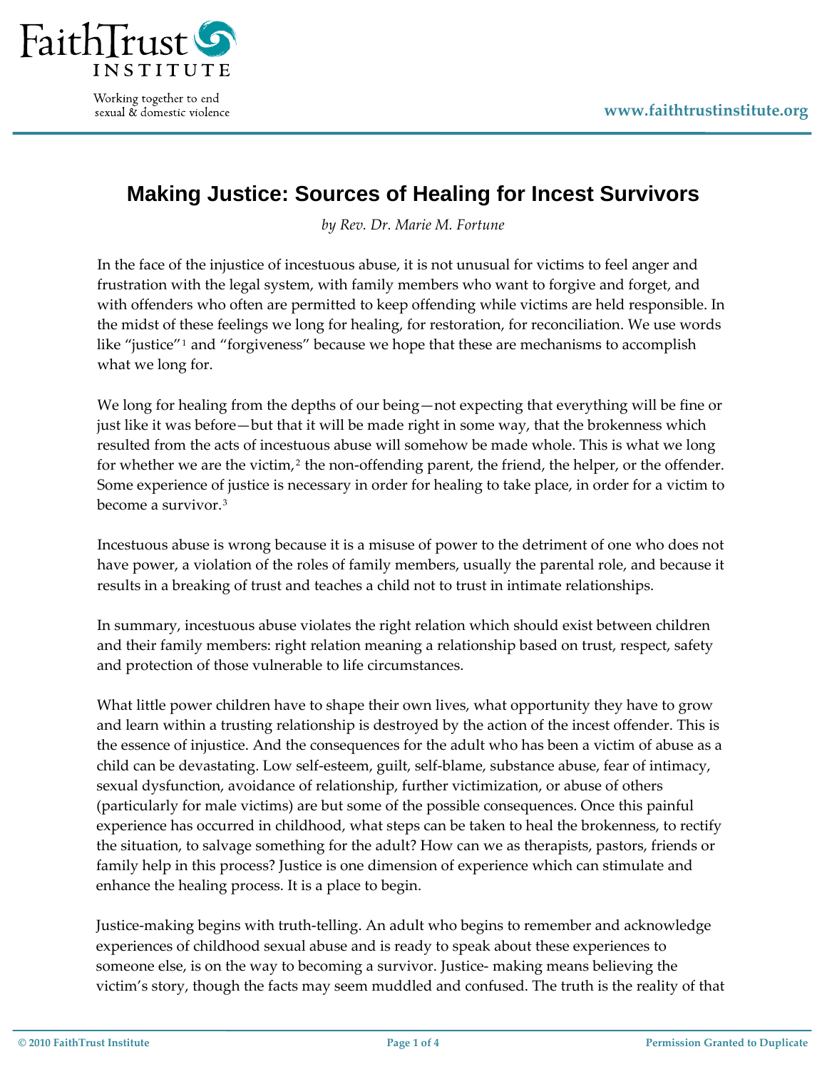# Making Justice: Sources of Healing for Incest Survivors

*by Rev. Dr. Marie M. Fortune*

In the face of the injustice of incestuous abuse, it is not unusual for victims to feel anger and frustration with the legal system, with family members who want to forgive and forget, and with offenders who often are permitted to keep offending while victims are held responsible. In the midst of these feelings we long for healing, for restoration, for reconciliation. We use words like "justice"[1] and "forgiveness" because we hope that these are mechanisms to accomplish what we long for.

We long for healing from the depths of our being—not expecting that everything will be fine or just like it was before—but that it will be made right in some way, that the brokenness which resulted from the acts of incestuous abuse will somehow be made whole. This is what we long for whether we are the victim,[2] the non-offending parent, the friend, the helper, or the offender. Some experience of justice is necessary in order for healing to take place, in order for a victim to become a survivor.[3]

Incestuous abuse is wrong because it is a misuse of power to the detriment of one who does not have power, a violation of the roles of family members, usually the parental role, and because it results in a breaking of trust and teaches a child not to trust in intimate relationships.

In summary, incestuous abuse violates the right relation which should exist between children and their family members: right relation meaning a relationship based on trust, respect, safety and protection of those vulnerable to life circumstances.

What little power children have to shape their own lives, what opportunity they have to grow and learn within a trusting relationship is destroyed by the action of the incest offender. This is the essence of injustice. And the consequences for the adult who has been a victim of abuse as a child can be devastating. Low self-esteem, guilt, self-blame, substance abuse, fear of intimacy, sexual dysfunction, avoidance of relationship, further victimization, or abuse of others (particularly for male victims) are but some of the possible consequences. Once this painful experience has occurred in childhood, what steps can be taken to heal the brokenness, to rectify the situation, to salvage something for the adult? How can we as therapists, pastors, friends or family help in this process? Justice is one dimension of experience which can stimulate and enhance the healing process. It is a place to begin.

Justice-making begins with truth-telling. An adult who begins to remember and acknowledge experiences of childhood sexual abuse and is ready to speak about these experiences to someone else, is on the way to becoming a survivor. Justice- making means believing the victim's story, though the facts may seem muddled and confused. The truth is the reality of that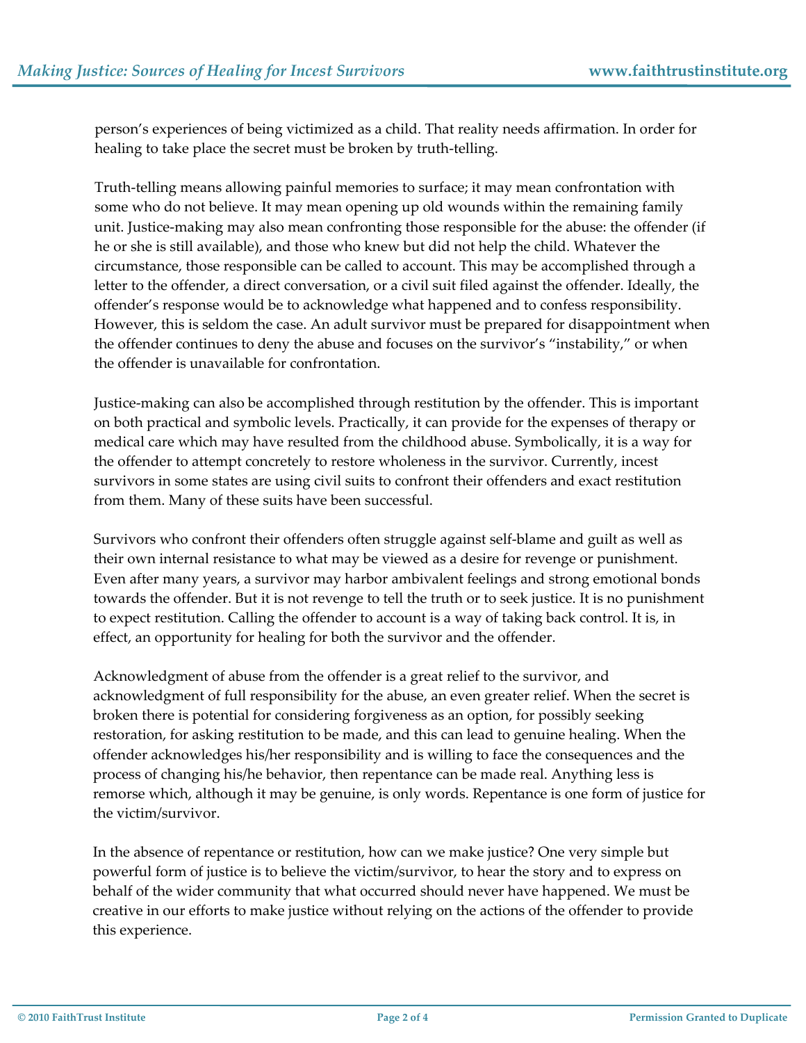person's experiences of being victimized as a child. That reality needs affirmation. In order for healing to take place the secret must be broken by truth-telling.

Truth-telling means allowing painful memories to surface; it may mean confrontation with some who do not believe. It may mean opening up old wounds within the remaining family unit. Justice-making may also mean confronting those responsible for the abuse: the offender (if he or she is still available), and those who knew but did not help the child. Whatever the circumstance, those responsible can be called to account. This may be accomplished through a letter to the offender, a direct conversation, or a civil suit filed against the offender. Ideally, the offender's response would be to acknowledge what happened and to confess responsibility. However, this is seldom the case. An adult survivor must be prepared for disappointment when the offender continues to deny the abuse and focuses on the survivor's "instability," or when the offender is unavailable for confrontation.

Justice-making can also be accomplished through restitution by the offender. This is important on both practical and symbolic levels. Practically, it can provide for the expenses of therapy or medical care which may have resulted from the childhood abuse. Symbolically, it is a way for the offender to attempt concretely to restore wholeness in the survivor. Currently, incest survivors in some states are using civil suits to confront their offenders and exact restitution from them. Many of these suits have been successful.

Survivors who confront their offenders often struggle against self-blame and guilt as well as their own internal resistance to what may be viewed as a desire for revenge or punishment. Even after many years, a survivor may harbor ambivalent feelings and strong emotional bonds towards the offender. But it is not revenge to tell the truth or to seek justice. It is no punishment to expect restitution. Calling the offender to account is a way of taking back control. It is, in effect, an opportunity for healing for both the survivor and the offender.

Acknowledgment of abuse from the offender is a great relief to the survivor, and acknowledgment of full responsibility for the abuse, an even greater relief. When the secret is broken there is potential for considering forgiveness as an option, for possibly seeking restoration, for asking restitution to be made, and this can lead to genuine healing. When the offender acknowledges his/her responsibility and is willing to face the consequences and the process of changing his/he behavior, then repentance can be made real. Anything less is remorse which, although it may be genuine, is only words. Repentance is one form of justice for the victim/survivor.

In the absence of repentance or restitution, how can we make justice? One very simple but powerful form of justice is to believe the victim/survivor, to hear the story and to express on behalf of the wider community that what occurred should never have happened. We must be creative in our efforts to make justice without relying on the actions of the offender to provide this experience.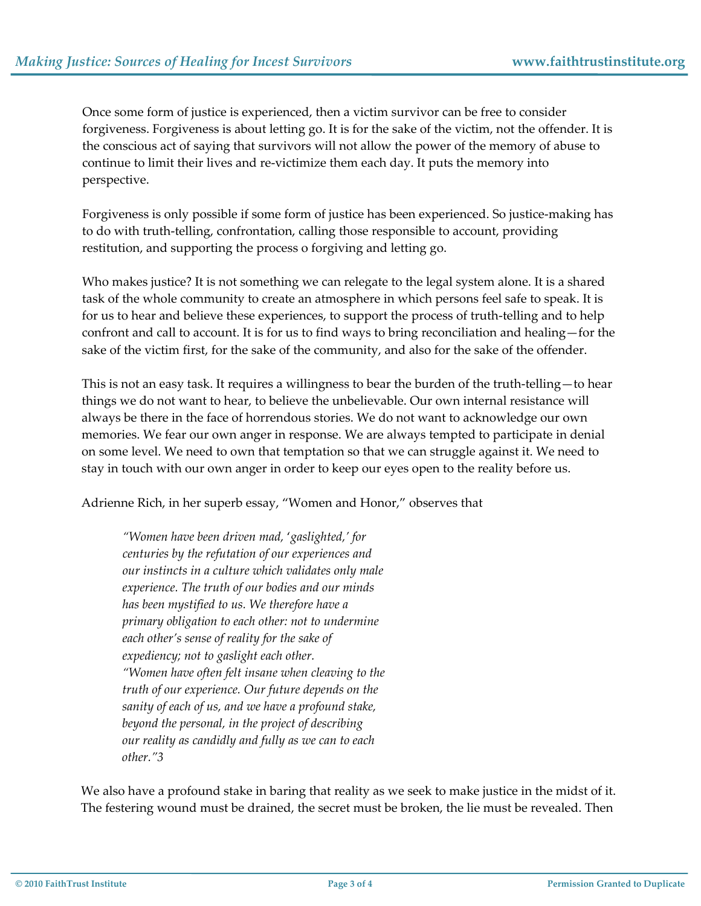Once some form of justice is experienced, then a victim survivor can be free to consider forgiveness. Forgiveness is about letting go. It is for the sake of the victim, not the offender. It is the conscious act of saying that survivors will not allow the power of the memory of abuse to continue to limit their lives and re-victimize them each day. It puts the memory into perspective.

Forgiveness is only possible if some form of justice has been experienced. So justice-making has to do with truth-telling, confrontation, calling those responsible to account, providing restitution, and supporting the process o forgiving and letting go.

Who makes justice? It is not something we can relegate to the legal system alone. It is a shared task of the whole community to create an atmosphere in which persons feel safe to speak. It is for us to hear and believe these experiences, to support the process of truth-telling and to help confront and call to account. It is for us to find ways to bring reconciliation and healing—for the sake of the victim first, for the sake of the community, and also for the sake of the offender.

This is not an easy task. It requires a willingness to bear the burden of the truth-telling—to hear things we do not want to hear, to believe the unbelievable. Our own internal resistance will always be there in the face of horrendous stories. We do not want to acknowledge our own memories. We fear our own anger in response. We are always tempted to participate in denial on some level. We need to own that temptation so that we can struggle against it. We need to stay in touch with our own anger in order to keep our eyes open to the reality before us.

Adrienne Rich, in her superb essay, "Women and Honor," observes that

> *"Women have been driven mad, 'gaslighted,' for centuries by the refutation of our experiences and our instincts in a culture which validates only male experience. The truth of our bodies and our minds has been mystified to us. We therefore have a primary obligation to each other: not to undermine each other's sense of reality for the sake of expediency; not to gaslight each other.*
>
> *"Women have often felt insane when cleaving to the truth of our experience. Our future depends on the sanity of each of us, and we have a profound stake, beyond the personal, in the project of describing our reality as candidly and fully as we can to each other."*[3]

We also have a profound stake in baring that reality as we seek to make justice in the midst of it. The festering wound must be drained, the secret must be broken, the lie must be revealed. Then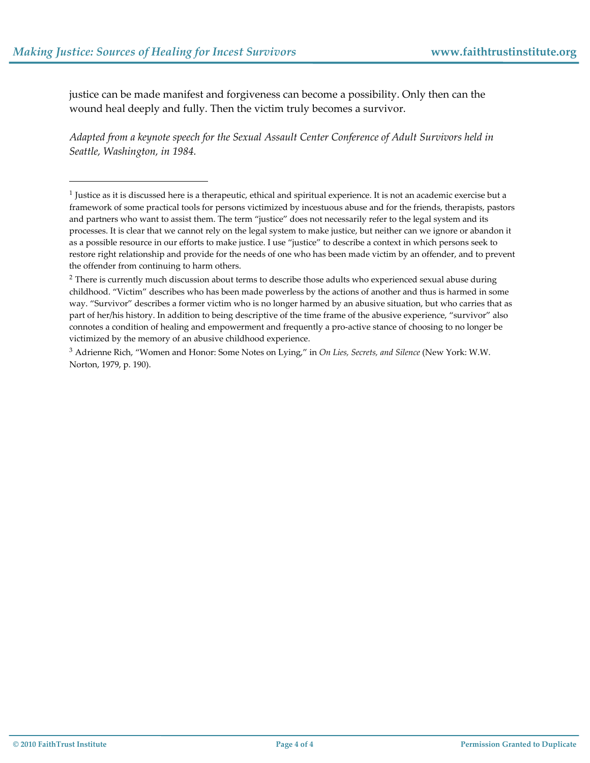justice can be made manifest and forgiveness can become a possibility. Only then can the wound heal deeply and fully. Then the victim truly becomes a survivor.

*Adapted from a keynote speech for the Sexual Assault Center Conference of Adult Survivors held in Seattle, Washington, in 1984.*

---

[1] Justice as it is discussed here is a therapeutic, ethical and spiritual experience. It is not an academic exercise but a framework of some practical tools for persons victimized by incestuous abuse and for the friends, therapists, pastors and partners who want to assist them. The term "justice" does not necessarily refer to the legal system and its processes. It is clear that we cannot rely on the legal system to make justice, but neither can we ignore or abandon it as a possible resource in our efforts to make justice. I use "justice" to describe a context in which persons seek to restore right relationship and provide for the needs of one who has been made victim by an offender, and to prevent the offender from continuing to harm others.

[2] There is currently much discussion about terms to describe those adults who experienced sexual abuse during childhood. "Victim" describes who has been made powerless by the actions of another and thus is harmed in some way. "Survivor" describes a former victim who is no longer harmed by an abusive situation, but who carries that as part of her/his history. In addition to being descriptive of the time frame of the abusive experience, "survivor" also connotes a condition of healing and empowerment and frequently a pro-active stance of choosing to no longer be victimized by the memory of an abusive childhood experience.

[3] Adrienne Rich, "Women and Honor: Some Notes on Lying," in *On Lies, Secrets, and Silence* (New York: W.W. Norton, 1979, p. 190).